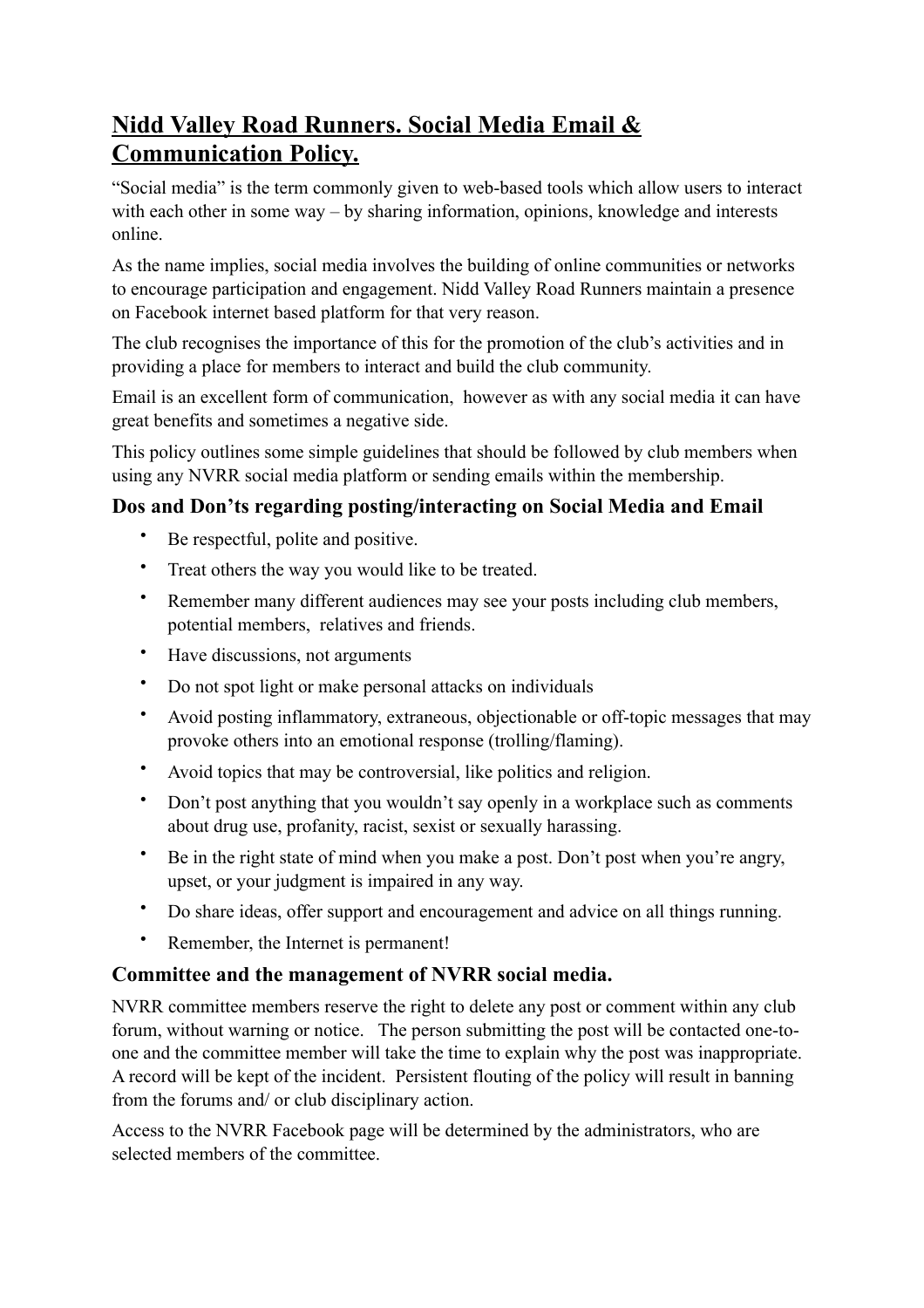# Nidd Valley Road Runners. Social Media Email & Communication Policy.

"Social media" is the term commonly given to web-based tools which allow users to interact with each other in some way – by sharing information, opinions, knowledge and interests online.

As the name implies, social media involves the building of online communities or networks to encourage participation and engagement. Nidd Valley Road Runners maintain a presence on Facebook internet based platform for that very reason.

The club recognises the importance of this for the promotion of the club's activities and in providing a place for members to interact and build the club community.

Email is an excellent form of communication, however as with any social media it can have great benefits and sometimes a negative side.

This policy outlines some simple guidelines that should be followed by club members when using any NVRR social media platform or sending emails within the membership.

### Dos and Don'ts regarding posting/interacting on Social Media and Email

- Be respectful, polite and positive.
- Treat others the way you would like to be treated.
- Remember many different audiences may see your posts including club members, potential members, relatives and friends.
- Have discussions, not arguments
- Do not spot light or make personal attacks on individuals
- Avoid posting inflammatory, extraneous, objectionable or off-topic messages that may provoke others into an emotional response (trolling/flaming).
- Avoid topics that may be controversial, like politics and religion.
- Don't post anything that you wouldn't say openly in a workplace such as comments about drug use, profanity, racist, sexist or sexually harassing.
- Be in the right state of mind when you make a post. Don't post when you're angry, upset, or your judgment is impaired in any way.
- Do share ideas, offer support and encouragement and advice on all things running.
- Remember, the Internet is permanent!

### Committee and the management of NVRR social media.

NVRR committee members reserve the right to delete any post or comment within any club forum, without warning or notice. The person submitting the post will be contacted one-to-one and the committee member will take the time to explain why the post was inappropriate. A record will be kept of the incident. Persistent flouting of the policy will result in banning from the forums and/ or club disciplinary action.

Access to the NVRR Facebook page will be determined by the administrators, who are selected members of the committee.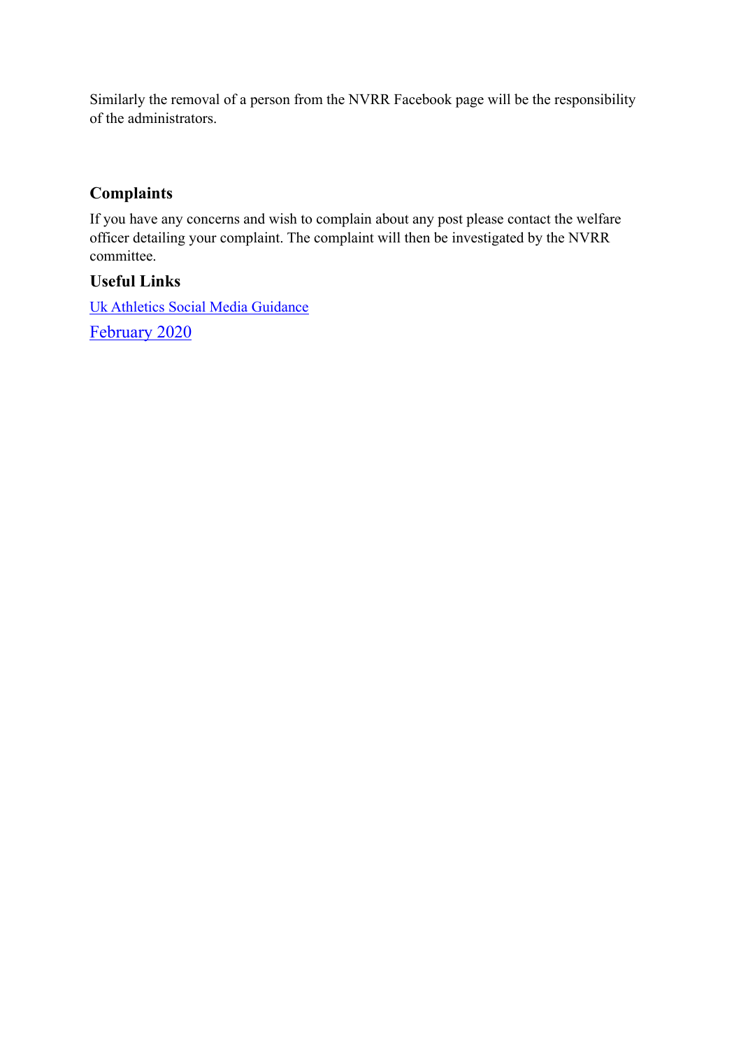Similarly the removal of a person from the NVRR Facebook page will be the responsibility of the administrators.

## Complaints

If you have any concerns and wish to complain about any post please contact the welfare officer detailing your complaint. The complaint will then be investigated by the NVRR committee.

## Useful Links

Uk Athletics Social Media Guidance

February 2020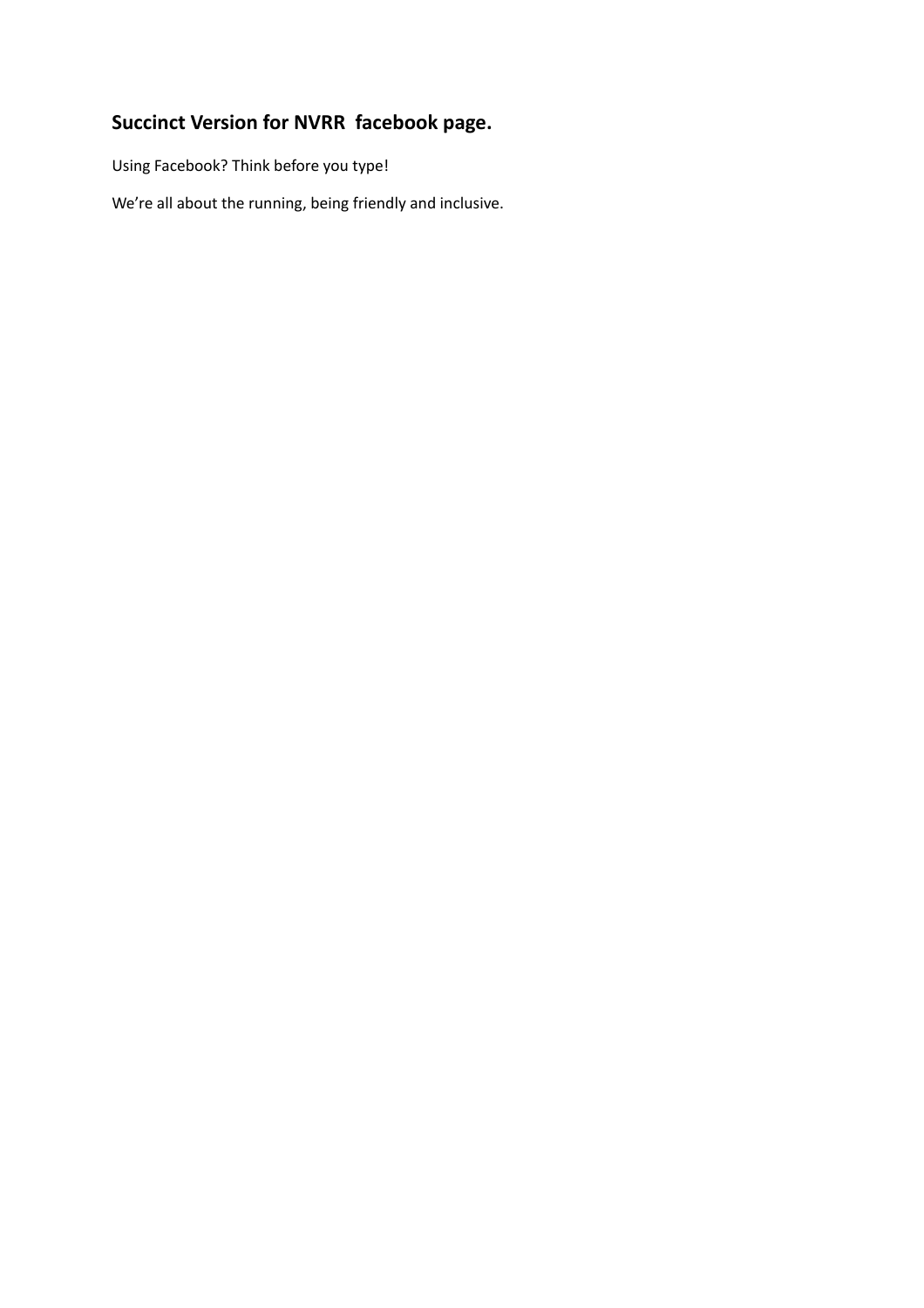## Succinct Version for NVRR  facebook page.

Using Facebook? Think before you type!

We're all about the running, being friendly and inclusive.